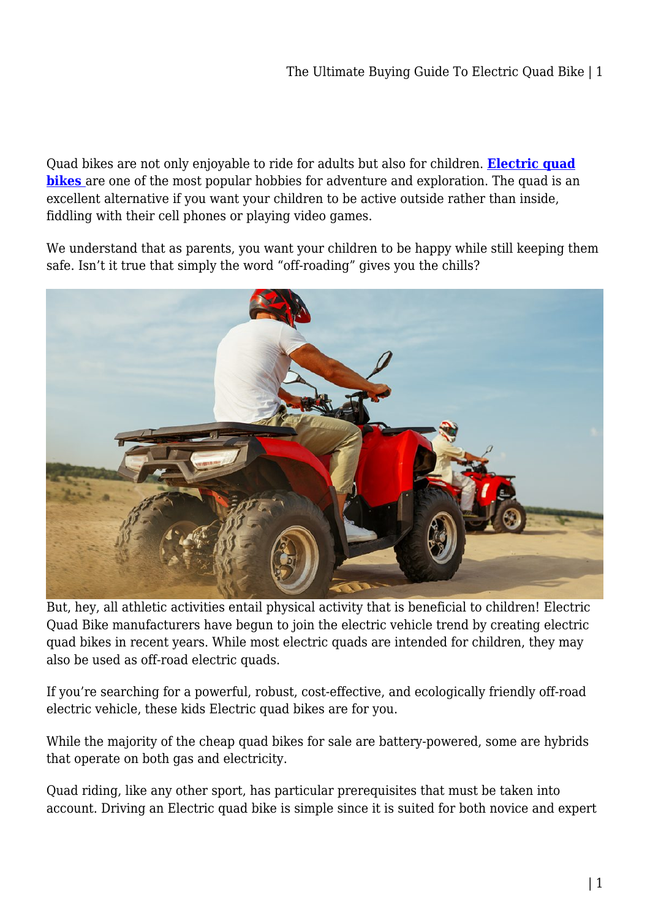Quad bikes are not only enjoyable to ride for adults but also for children. **Electric quad bikes** are one of the most popular hobbies for adventure and exploration. The quad is an excellent alternative if you want your children to be active outside rather than inside, fiddling with their cell phones or playing video games.

We understand that as parents, you want your children to be happy while still keeping them safe. Isn't it true that simply the word "off-roading" gives you the chills?

But, hey, all athletic activities entail physical activity that is beneficial to children! Electric Quad Bike manufacturers have begun to join the electric vehicle trend by creating electric quad bikes in recent years. While most electric quads are intended for children, they may also be used as off-road electric quads.

If you're searching for a powerful, robust, cost-effective, and ecologically friendly off-road electric vehicle, these kids Electric quad bikes are for you.

While the majority of the cheap quad bikes for sale are battery-powered, some are hybrids that operate on both gas and electricity.

Quad riding, like any other sport, has particular prerequisites that must be taken into account. Driving an Electric quad bike is simple since it is suited for both novice and expert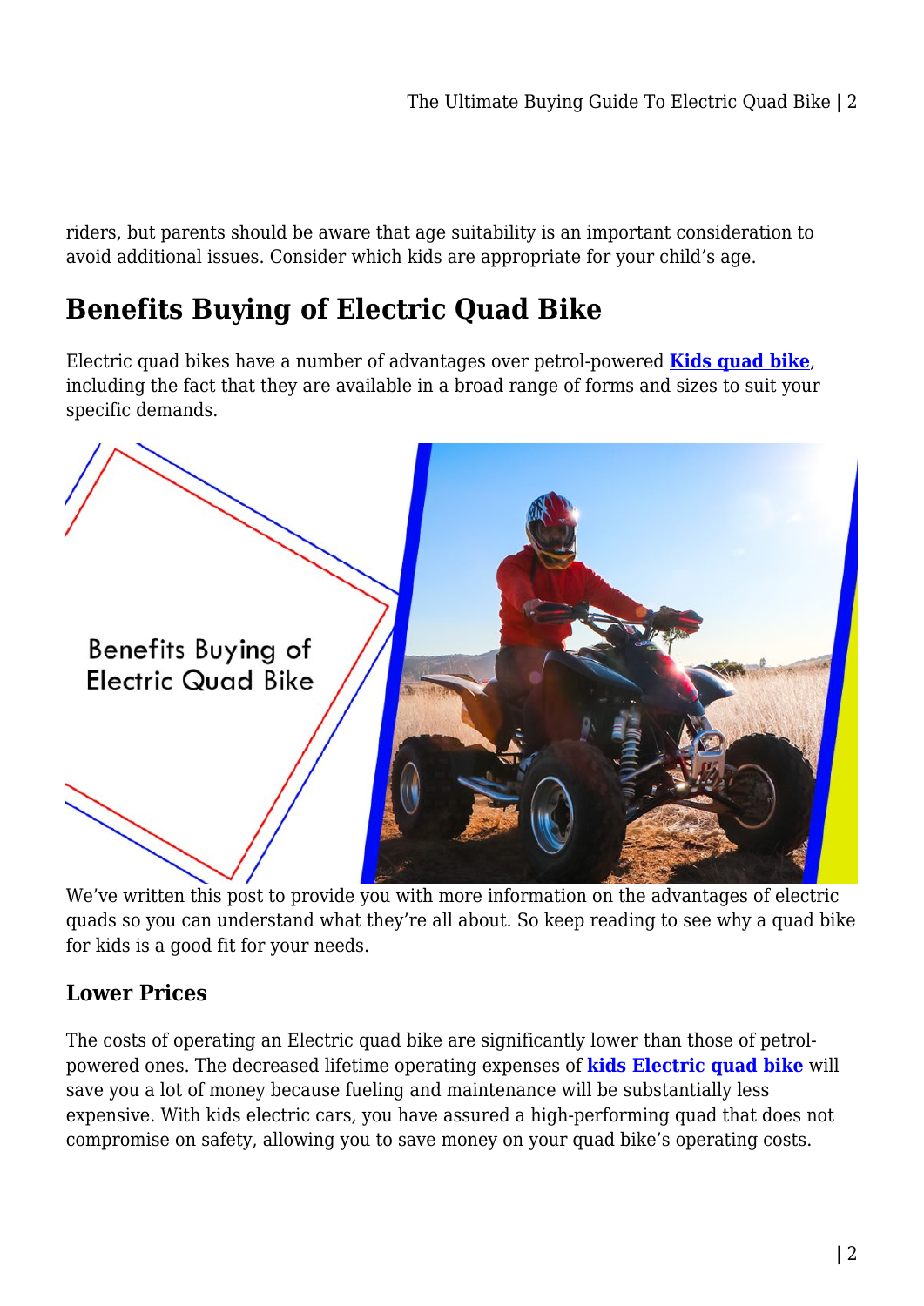riders, but parents should be aware that age suitability is an important consideration to avoid additional issues. Consider which kids are appropriate for your child's age.

## Benefits Buying of Electric Quad Bike

Electric quad bikes have a number of advantages over petrol-powered **Kids quad bike**, including the fact that they are available in a broad range of forms and sizes to suit your specific demands.

We've written this post to provide you with more information on the advantages of electric quads so you can understand what they're all about. So keep reading to see why a quad bike for kids is a good fit for your needs.

### Lower Prices

The costs of operating an Electric quad bike are significantly lower than those of petrol-powered ones. The decreased lifetime operating expenses of **kids Electric quad bike** will save you a lot of money because fueling and maintenance will be substantially less expensive. With kids electric cars, you have assured a high-performing quad that does not compromise on safety, allowing you to save money on your quad bike's operating costs.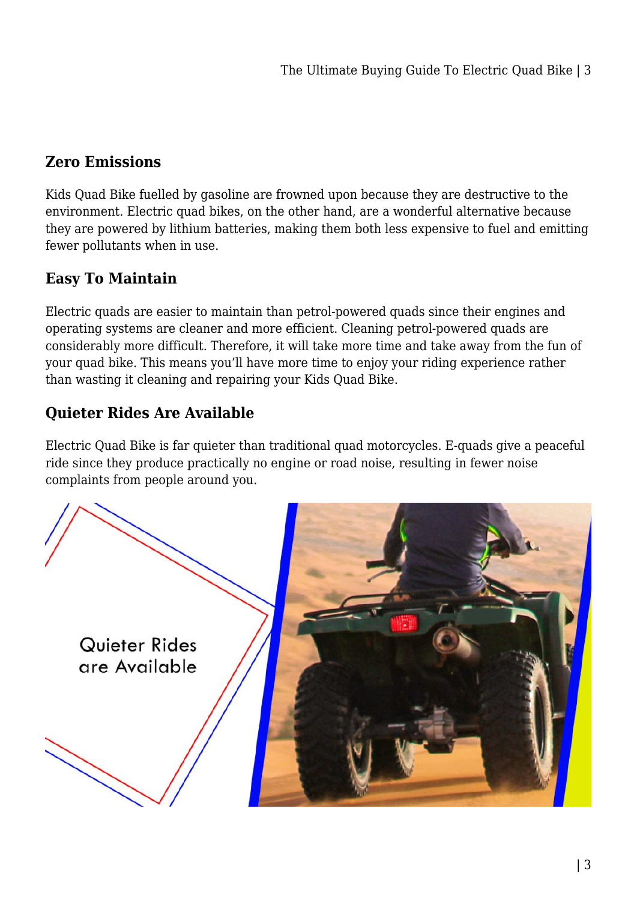## Zero Emissions

Kids Quad Bike fuelled by gasoline are frowned upon because they are destructive to the environment. Electric quad bikes, on the other hand, are a wonderful alternative because they are powered by lithium batteries, making them both less expensive to fuel and emitting fewer pollutants when in use.

## Easy To Maintain

Electric quads are easier to maintain than petrol-powered quads since their engines and operating systems are cleaner and more efficient. Cleaning petrol-powered quads are considerably more difficult. Therefore, it will take more time and take away from the fun of your quad bike. This means you'll have more time to enjoy your riding experience rather than wasting it cleaning and repairing your Kids Quad Bike.

## Quieter Rides Are Available

Electric Quad Bike is far quieter than traditional quad motorcycles. E-quads give a peaceful ride since they produce practically no engine or road noise, resulting in fewer noise complaints from people around you.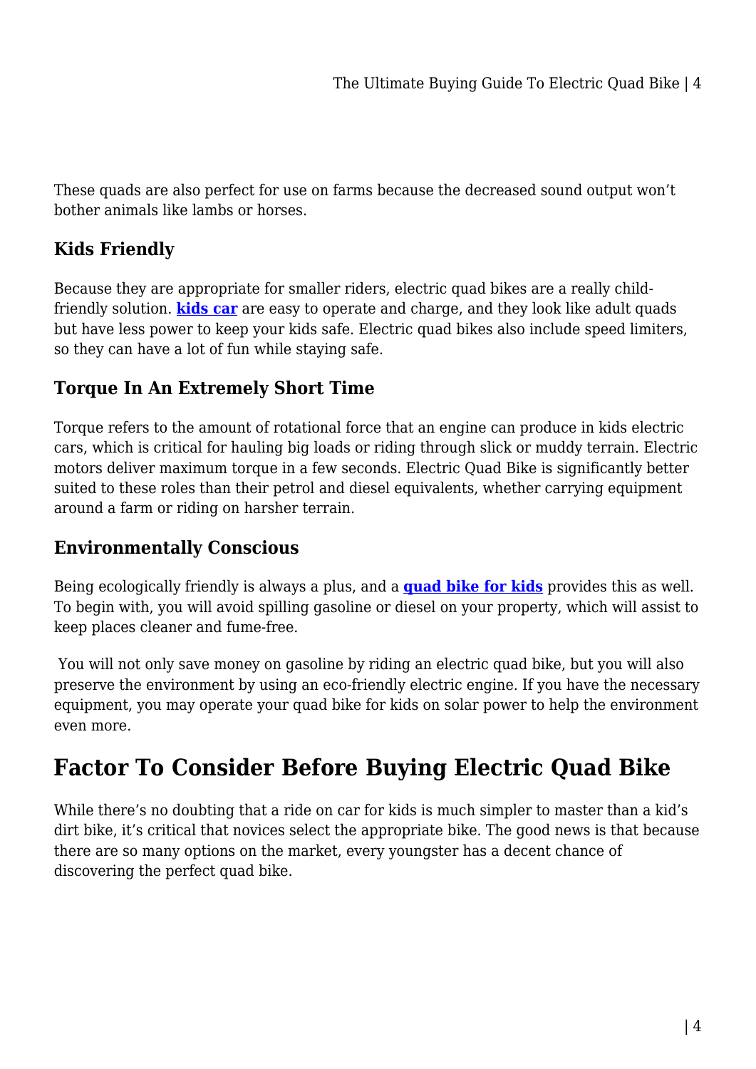These quads are also perfect for use on farms because the decreased sound output won't bother animals like lambs or horses.

### Kids Friendly

Because they are appropriate for smaller riders, electric quad bikes are a really child-friendly solution. **kids car** are easy to operate and charge, and they look like adult quads but have less power to keep your kids safe. Electric quad bikes also include speed limiters, so they can have a lot of fun while staying safe.

### Torque In An Extremely Short Time

Torque refers to the amount of rotational force that an engine can produce in kids electric cars, which is critical for hauling big loads or riding through slick or muddy terrain. Electric motors deliver maximum torque in a few seconds. Electric Quad Bike is significantly better suited to these roles than their petrol and diesel equivalents, whether carrying equipment around a farm or riding on harsher terrain.

### Environmentally Conscious

Being ecologically friendly is always a plus, and a **quad bike for kids** provides this as well. To begin with, you will avoid spilling gasoline or diesel on your property, which will assist to keep places cleaner and fume-free.

You will not only save money on gasoline by riding an electric quad bike, but you will also preserve the environment by using an eco-friendly electric engine. If you have the necessary equipment, you may operate your quad bike for kids on solar power to help the environment even more.

## Factor To Consider Before Buying Electric Quad Bike

While there's no doubting that a ride on car for kids is much simpler to master than a kid's dirt bike, it's critical that novices select the appropriate bike. The good news is that because there are so many options on the market, every youngster has a decent chance of discovering the perfect quad bike.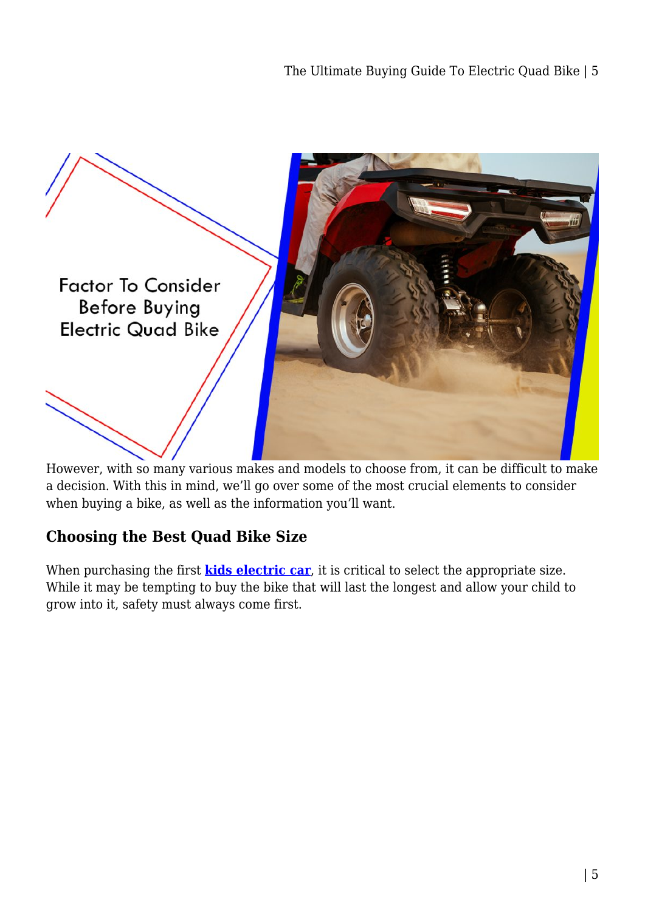However, with so many various makes and models to choose from, it can be difficult to make a decision. With this in mind, we'll go over some of the most crucial elements to consider when buying a bike, as well as the information you'll want.

## Choosing the Best Quad Bike Size

When purchasing the first **kids electric car**, it is critical to select the appropriate size. While it may be tempting to buy the bike that will last the longest and allow your child to grow into it, safety must always come first.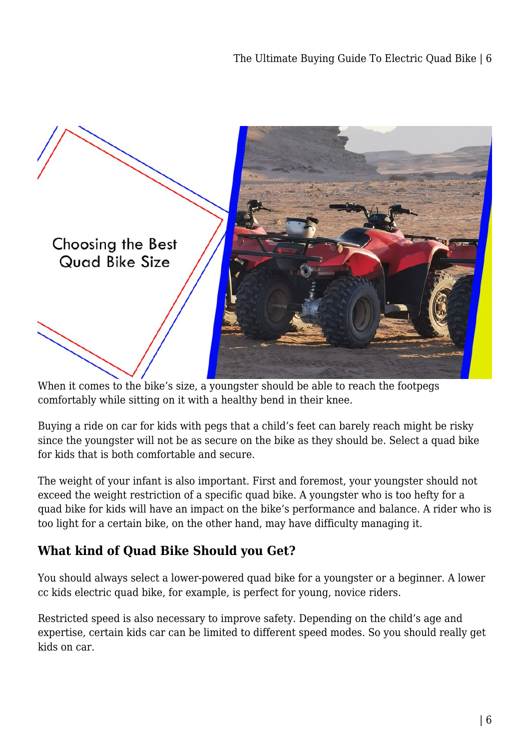When it comes to the bike's size, a youngster should be able to reach the footpegs comfortably while sitting on it with a healthy bend in their knee.

Buying a ride on car for kids with pegs that a child's feet can barely reach might be risky since the youngster will not be as secure on the bike as they should be. Select a quad bike for kids that is both comfortable and secure.

The weight of your infant is also important. First and foremost, your youngster should not exceed the weight restriction of a specific quad bike. A youngster who is too hefty for a quad bike for kids will have an impact on the bike's performance and balance. A rider who is too light for a certain bike, on the other hand, may have difficulty managing it.

## What kind of Quad Bike Should you Get?

You should always select a lower-powered quad bike for a youngster or a beginner. A lower cc kids electric quad bike, for example, is perfect for young, novice riders.

Restricted speed is also necessary to improve safety. Depending on the child's age and expertise, certain kids car can be limited to different speed modes. So you should really get kids on car.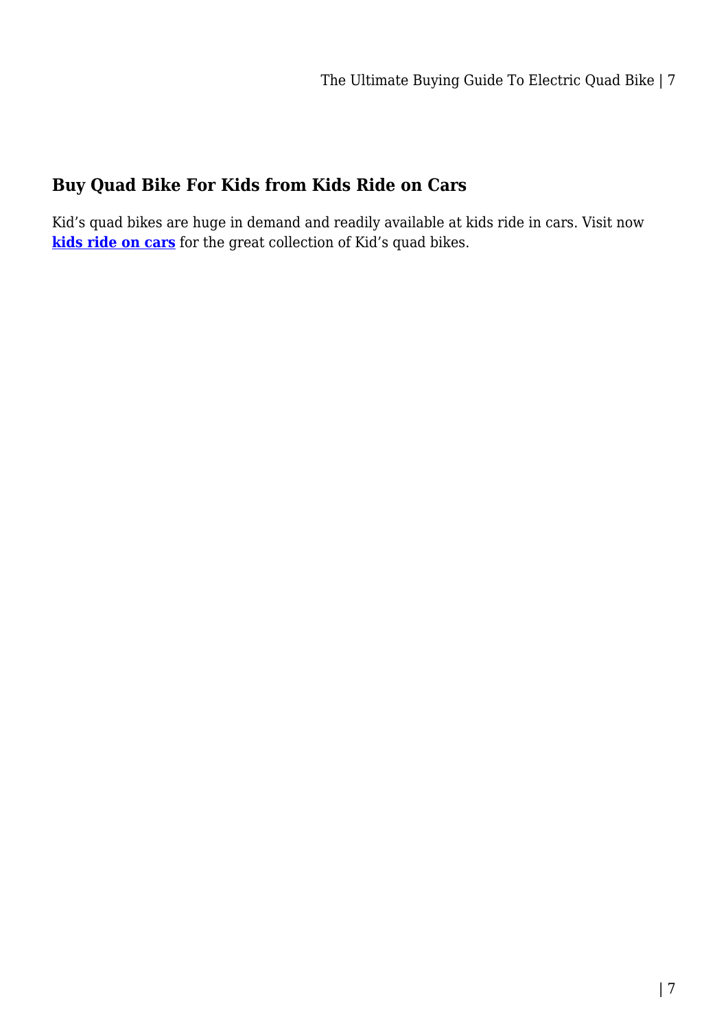## Buy Quad Bike For Kids from Kids Ride on Cars

Kid's quad bikes are huge in demand and readily available at kids ride in cars. Visit now **kids ride on cars** for the great collection of Kid's quad bikes.